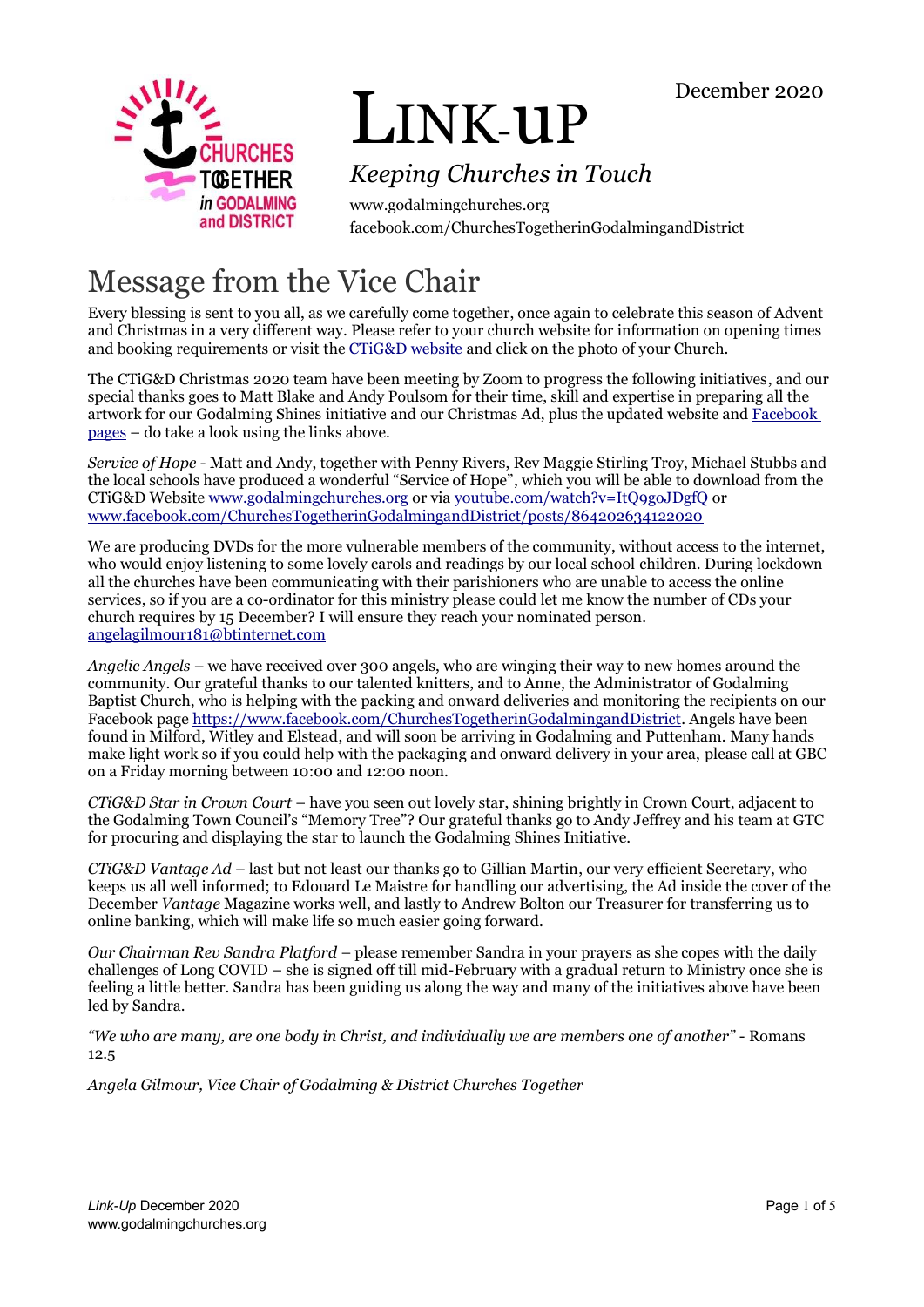December 2020

# Link-up

*Keeping Churches in Touch*

www.godalmingchurches.org
facebook.com/ChurchesTogetherinGodalmingandDistrict

## Message from the Vice Chair

Every blessing is sent to you all, as we carefully come together, once again to celebrate this season of Advent and Christmas in a very different way. Please refer to your church website for information on opening times and booking requirements or visit the CTiG&D website and click on the photo of your Church.

The CTiG&D Christmas 2020 team have been meeting by Zoom to progress the following initiatives, and our special thanks goes to Matt Blake and Andy Poulson for their time, skill and expertise in preparing all the artwork for our Godalming Shines initiative and our Christmas Ad, plus the updated website and Facebook pages – do take a look using the links above.

*Service of Hope* - Matt and Andy, together with Penny Rivers, Rev Maggie Stirling Troy, Michael Stubbs and the local schools have produced a wonderful "Service of Hope", which you will be able to download from the CTiG&D Website www.godalmingchurches.org or via youtube.com/watch?v=ItQ9goJDgfQ or www.facebook.com/ChurchesTogetherinGodalmingandDistrict/posts/864202634122020

We are producing DVDs for the more vulnerable members of the community, without access to the internet, who would enjoy listening to some lovely carols and readings by our local school children. During lockdown all the churches have been communicating with their parishioners who are unable to access the online services, so if you are a co-ordinator for this ministry please could let me know the number of CDs your church requires by 15 December? I will ensure they reach your nominated person. angelagilmour181@btinternet.com

*Angelic Angels* – we have received over 300 angels, who are winging their way to new homes around the community. Our grateful thanks to our talented knitters, and to Anne, the Administrator of Godalming Baptist Church, who is helping with the packing and onward deliveries and monitoring the recipients on our Facebook page https://www.facebook.com/ChurchesTogetherinGodalmingandDistrict. Angels have been found in Milford, Witley and Elstead, and will soon be arriving in Godalming and Puttenham. Many hands make light work so if you could help with the packaging and onward delivery in your area, please call at GBC on a Friday morning between 10:00 and 12:00 noon.

*CTiG&D Star in Crown Court* – have you seen out lovely star, shining brightly in Crown Court, adjacent to the Godalming Town Council's "Memory Tree"? Our grateful thanks go to Andy Jeffrey and his team at GTC for procuring and displaying the star to launch the Godalming Shines Initiative.

*CTiG&D Vantage Ad* – last but not least our thanks go to Gillian Martin, our very efficient Secretary, who keeps us all well informed; to Edouard Le Maistre for handling our advertising, the Ad inside the cover of the December *Vantage* Magazine works well, and lastly to Andrew Bolton our Treasurer for transferring us to online banking, which will make life so much easier going forward.

*Our Chairman Rev Sandra Platford* – please remember Sandra in your prayers as she copes with the daily challenges of Long COVID – she is signed off till mid-February with a gradual return to Ministry once she is feeling a little better. Sandra has been guiding us along the way and many of the initiatives above have been led by Sandra.

*"We who are many, are one body in Christ, and individually we are members one of another"* - Romans 12.5

*Angela Gilmour, Vice Chair of Godalming & District Churches Together*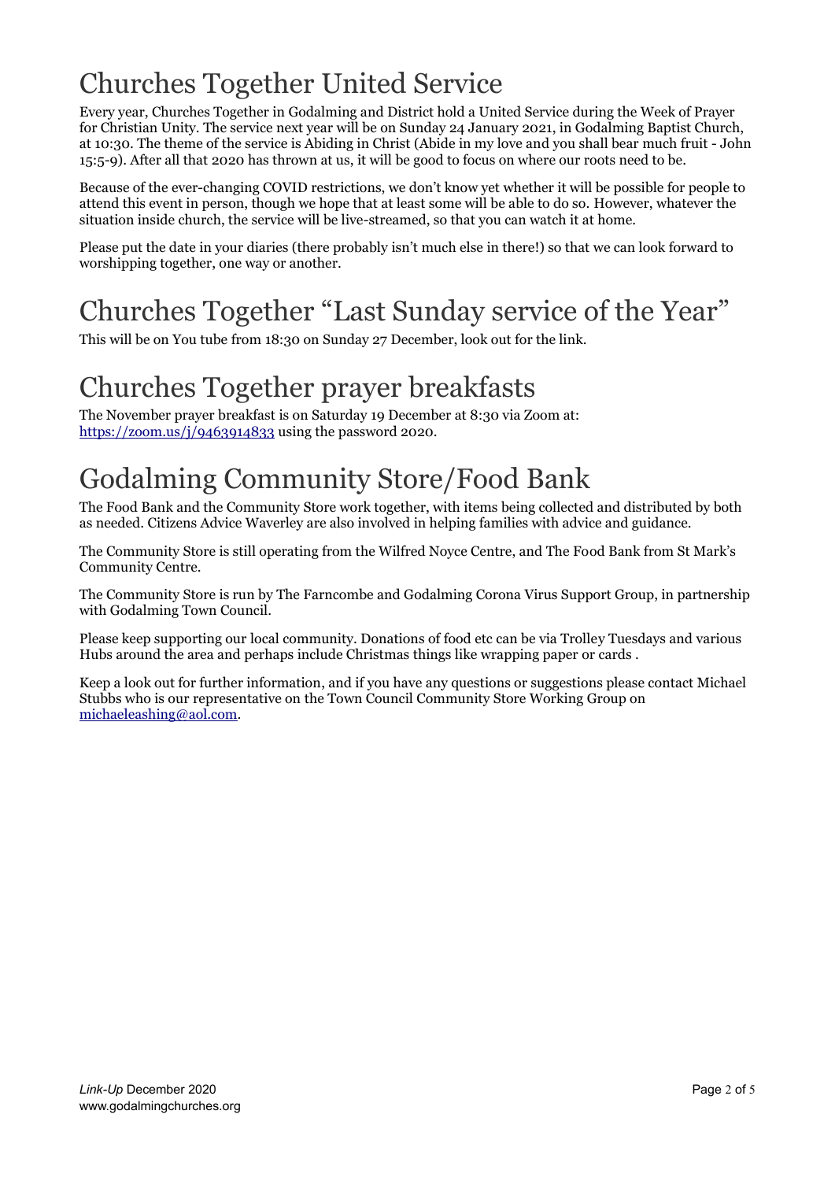# Churches Together United Service

Every year, Churches Together in Godalming and District hold a United Service during the Week of Prayer for Christian Unity. The service next year will be on Sunday 24 January 2021, in Godalming Baptist Church, at 10:30. The theme of the service is Abiding in Christ (Abide in my love and you shall bear much fruit - John 15:5-9). After all that 2020 has thrown at us, it will be good to focus on where our roots need to be.

Because of the ever-changing COVID restrictions, we don't know yet whether it will be possible for people to attend this event in person, though we hope that at least some will be able to do so. However, whatever the situation inside church, the service will be live-streamed, so that you can watch it at home.

Please put the date in your diaries (there probably isn't much else in there!) so that we can look forward to worshipping together, one way or another.

# Churches Together "Last Sunday service of the Year"

This will be on You tube from 18:30 on Sunday 27 December, look out for the link.

# Churches Together prayer breakfasts

The November prayer breakfast is on Saturday 19 December at 8:30 via Zoom at: https://zoom.us/j/9463914833 using the password 2020.

# Godalming Community Store/Food Bank

The Food Bank and the Community Store work together, with items being collected and distributed by both as needed. Citizens Advice Waverley are also involved in helping families with advice and guidance.

The Community Store is still operating from the Wilfred Noyce Centre, and The Food Bank from St Mark's Community Centre.

The Community Store is run by The Farncombe and Godalming Corona Virus Support Group, in partnership with Godalming Town Council.

Please keep supporting our local community. Donations of food etc can be via Trolley Tuesdays and various Hubs around the area and perhaps include Christmas things like wrapping paper or cards .

Keep a look out for further information, and if you have any questions or suggestions please contact Michael Stubbs who is our representative on the Town Council Community Store Working Group on michaeleashing@aol.com.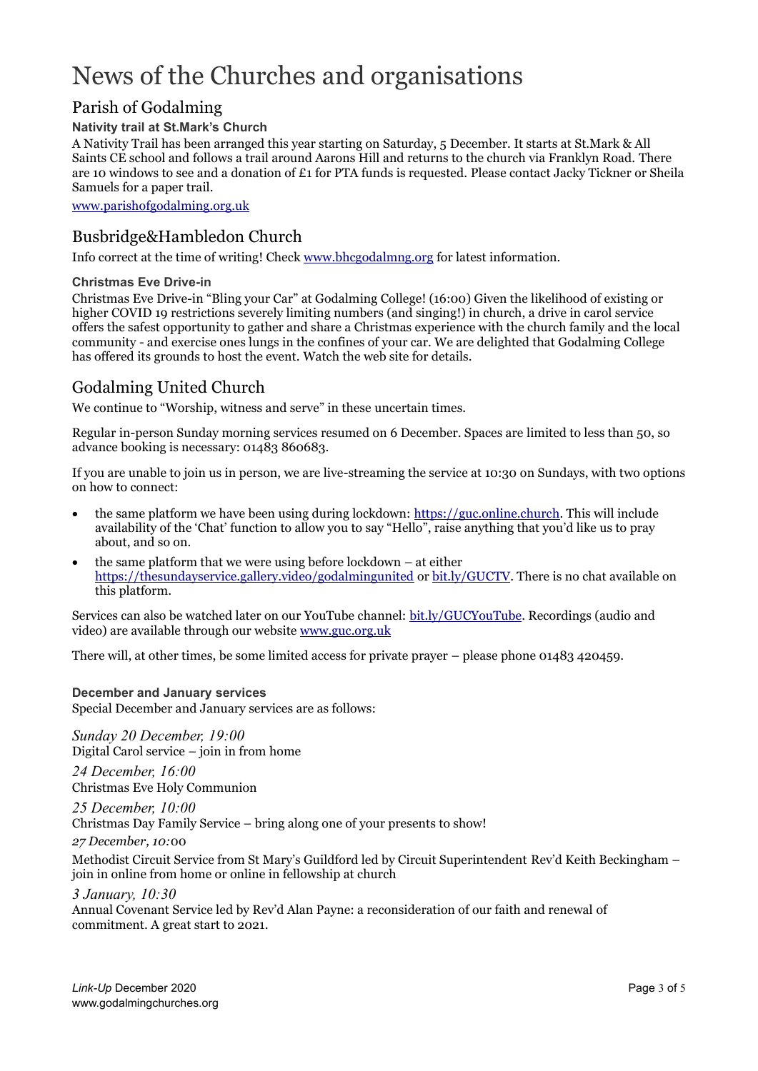# News of the Churches and organisations

## Parish of Godalming

### Nativity trail at St.Mark's Church

A Nativity Trail has been arranged this year starting on Saturday, 5 December. It starts at St.Mark & All Saints CE school and follows a trail around Aarons Hill and returns to the church via Franklyn Road. There are 10 windows to see and a donation of £1 for PTA funds is requested. Please contact Jacky Tickner or Sheila Samuels for a paper trail.

www.parishofgodalming.org.uk

## Busbridge&Hambledon Church

Info correct at the time of writing! Check www.bhcgodalmng.org for latest information.

### Christmas Eve Drive-in

Christmas Eve Drive-in "Bling your Car" at Godalming College! (16:00) Given the likelihood of existing or higher COVID 19 restrictions severely limiting numbers (and singing!) in church, a drive in carol service offers the safest opportunity to gather and share a Christmas experience with the church family and the local community - and exercise ones lungs in the confines of your car. We are delighted that Godalming College has offered its grounds to host the event. Watch the web site for details.

## Godalming United Church

We continue to "Worship, witness and serve" in these uncertain times.

Regular in-person Sunday morning services resumed on 6 December. Spaces are limited to less than 50, so advance booking is necessary: 01483 860683.

If you are unable to join us in person, we are live-streaming the service at 10:30 on Sundays, with two options on how to connect:

- the same platform we have been using during lockdown: https://guc.online.church. This will include availability of the 'Chat' function to allow you to say "Hello", raise anything that you'd like us to pray about, and so on.
- the same platform that we were using before lockdown – at either https://thesundayservice.gallery.video/godalmingunited or bit.ly/GUCTV. There is no chat available on this platform.

Services can also be watched later on our YouTube channel: bit.ly/GUCYouTube. Recordings (audio and video) are available through our website www.guc.org.uk

There will, at other times, be some limited access for private prayer – please phone 01483 420459.

### December and January services

Special December and January services are as follows:

*Sunday 20 December, 19:00*
Digital Carol service – join in from home

*24 December, 16:00*
Christmas Eve Holy Communion

*25 December, 10:00*
Christmas Day Family Service – bring along one of your presents to show!

*27 December, 10:00*
Methodist Circuit Service from St Mary's Guildford led by Circuit Superintendent Rev'd Keith Beckingham – join in online from home or online in fellowship at church

*3 January, 10:30*
Annual Covenant Service led by Rev'd Alan Payne: a reconsideration of our faith and renewal of commitment. A great start to 2021.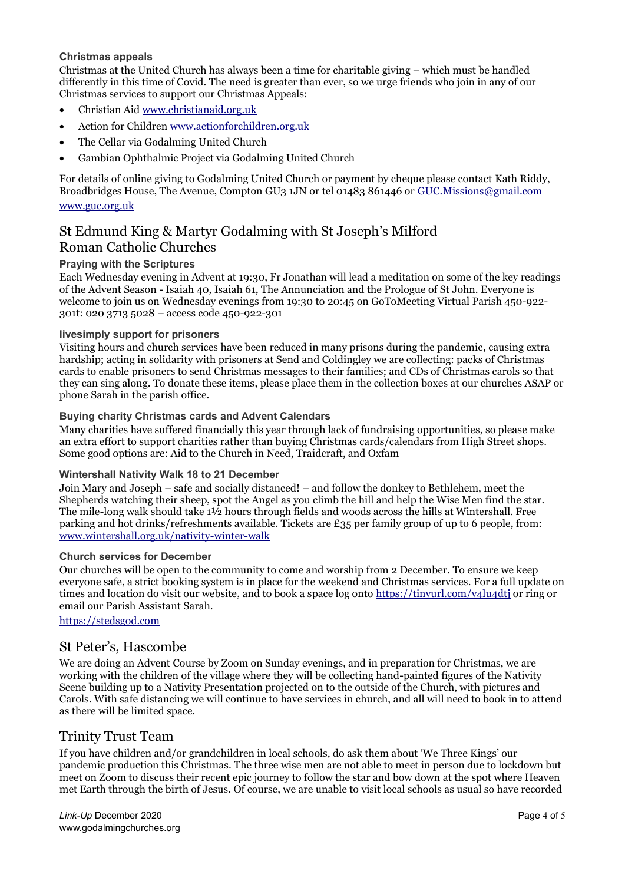#### Christmas appeals

Christmas at the United Church has always been a time for charitable giving – which must be handled differently in this time of Covid. The need is greater than ever, so we urge friends who join in any of our Christmas services to support our Christmas Appeals:

- Christian Aid www.christianaid.org.uk
- Action for Children www.actionforchildren.org.uk
- The Cellar via Godalming United Church
- Gambian Ophthalmic Project via Godalming United Church

For details of online giving to Godalming United Church or payment by cheque please contact Kath Riddy, Broadbridges House, The Avenue, Compton GU3 1JN or tel 01483 861446 or GUC.Missions@gmail.com www.guc.org.uk

## St Edmund King & Martyr Godalming with St Joseph's Milford Roman Catholic Churches

#### Praying with the Scriptures

Each Wednesday evening in Advent at 19:30, Fr Jonathan will lead a meditation on some of the key readings of the Advent Season - Isaiah 40, Isaiah 61, The Annunciation and the Prologue of St John. Everyone is welcome to join us on Wednesday evenings from 19:30 to 20:45 on GoToMeeting Virtual Parish 450-922-301t: 020 3713 5028 – access code 450-922-301

#### livesimply support for prisoners

Visiting hours and church services have been reduced in many prisons during the pandemic, causing extra hardship; acting in solidarity with prisoners at Send and Coldingley we are collecting: packs of Christmas cards to enable prisoners to send Christmas messages to their families; and CDs of Christmas carols so that they can sing along. To donate these items, please place them in the collection boxes at our churches ASAP or phone Sarah in the parish office.

#### Buying charity Christmas cards and Advent Calendars

Many charities have suffered financially this year through lack of fundraising opportunities, so please make an extra effort to support charities rather than buying Christmas cards/calendars from High Street shops. Some good options are: Aid to the Church in Need, Traidcraft, and Oxfam

#### Wintershall Nativity Walk 18 to 21 December

Join Mary and Joseph – safe and socially distanced! – and follow the donkey to Bethlehem, meet the Shepherds watching their sheep, spot the Angel as you climb the hill and help the Wise Men find the star. The mile-long walk should take 1½ hours through fields and woods across the hills at Wintershall. Free parking and hot drinks/refreshments available. Tickets are £35 per family group of up to 6 people, from: www.wintershall.org.uk/nativity-winter-walk

#### Church services for December

Our churches will be open to the community to come and worship from 2 December. To ensure we keep everyone safe, a strict booking system is in place for the weekend and Christmas services. For a full update on times and location do visit our website, and to book a space log onto https://tinyurl.com/y4lu4dtj or ring or email our Parish Assistant Sarah.

https://stedsgod.com

## St Peter's, Hascombe

We are doing an Advent Course by Zoom on Sunday evenings, and in preparation for Christmas, we are working with the children of the village where they will be collecting hand-painted figures of the Nativity Scene building up to a Nativity Presentation projected on to the outside of the Church, with pictures and Carols. With safe distancing we will continue to have services in church, and all will need to book in to attend as there will be limited space.

## Trinity Trust Team

If you have children and/or grandchildren in local schools, do ask them about 'We Three Kings' our pandemic production this Christmas. The three wise men are not able to meet in person due to lockdown but meet on Zoom to discuss their recent epic journey to follow the star and bow down at the spot where Heaven met Earth through the birth of Jesus. Of course, we are unable to visit local schools as usual so have recorded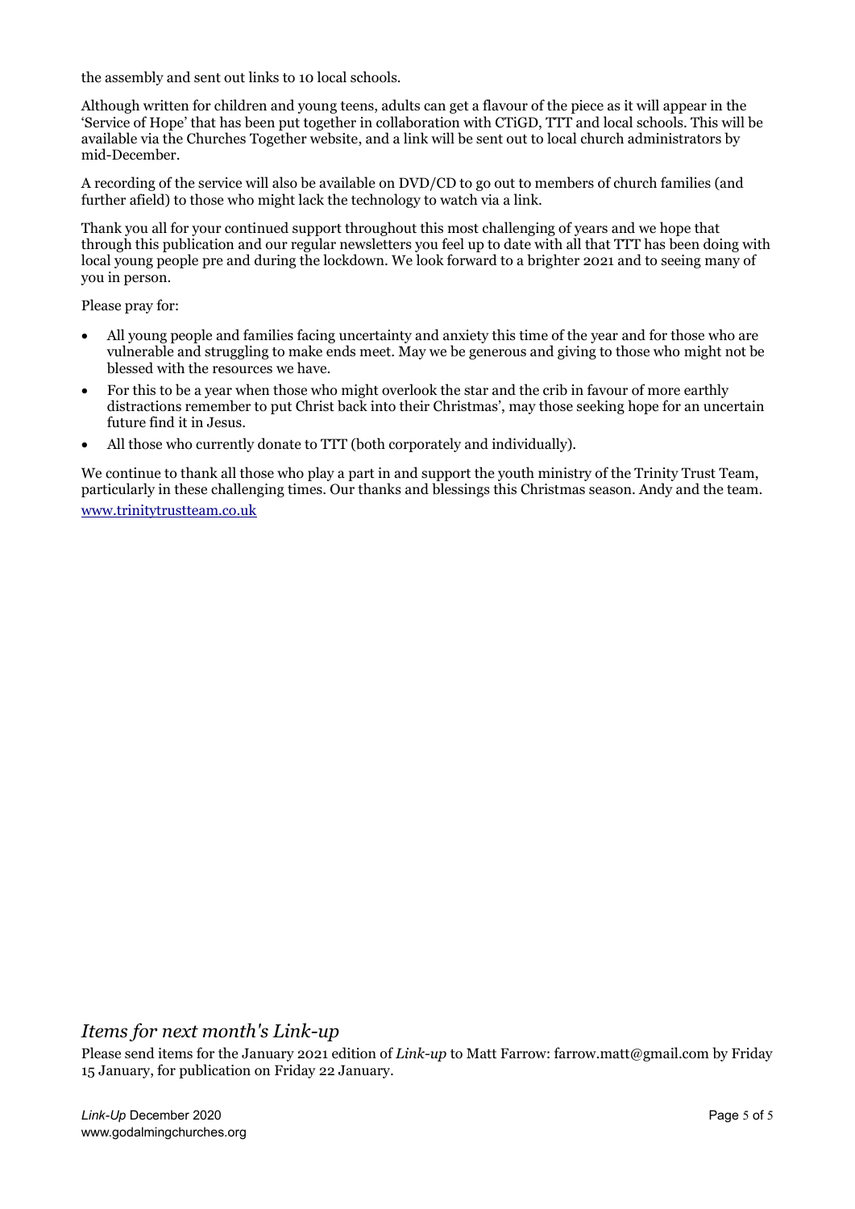the assembly and sent out links to 10 local schools.

Although written for children and young teens, adults can get a flavour of the piece as it will appear in the 'Service of Hope' that has been put together in collaboration with CTiGD, TTT and local schools. This will be available via the Churches Together website, and a link will be sent out to local church administrators by mid-December.

A recording of the service will also be available on DVD/CD to go out to members of church families (and further afield) to those who might lack the technology to watch via a link.

Thank you all for your continued support throughout this most challenging of years and we hope that through this publication and our regular newsletters you feel up to date with all that TTT has been doing with local young people pre and during the lockdown. We look forward to a brighter 2021 and to seeing many of you in person.

Please pray for:

- All young people and families facing uncertainty and anxiety this time of the year and for those who are vulnerable and struggling to make ends meet. May we be generous and giving to those who might not be blessed with the resources we have.
- For this to be a year when those who might overlook the star and the crib in favour of more earthly distractions remember to put Christ back into their Christmas', may those seeking hope for an uncertain future find it in Jesus.
- All those who currently donate to TTT (both corporately and individually).

We continue to thank all those who play a part in and support the youth ministry of the Trinity Trust Team, particularly in these challenging times. Our thanks and blessings this Christmas season. Andy and the team. www.trinitytrustteam.co.uk

## *Items for next month's Link-up*

Please send items for the January 2021 edition of *Link-up* to Matt Farrow: farrow.matt@gmail.com by Friday 15 January, for publication on Friday 22 January.